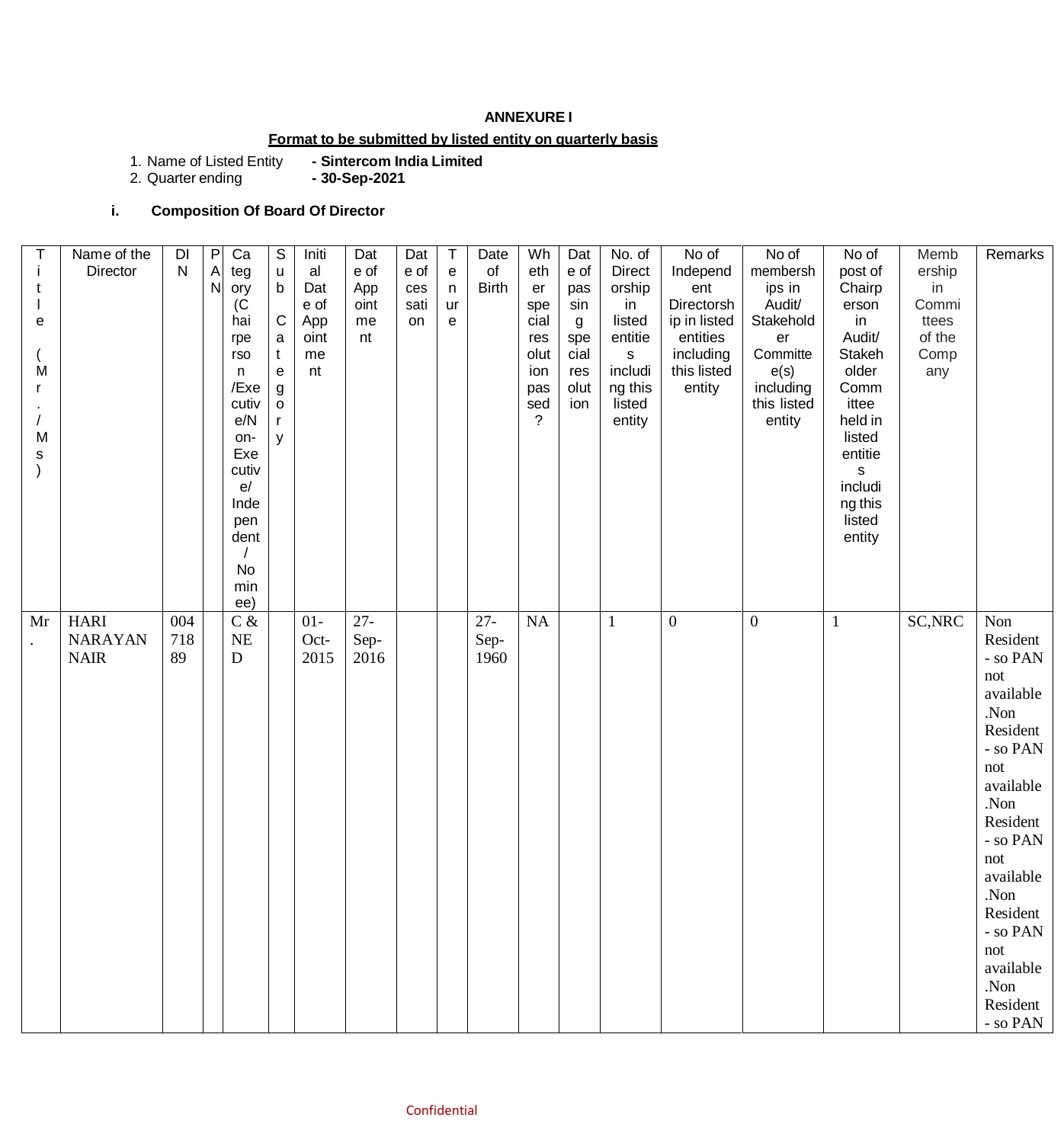**ANNEXURE I**

**Format to be submitted by listed entity on quarterly basis**

1. Name of Listed Entity **- Sintercom India Limited**
2. Quarter ending **- 30-Sep-2021**

**i. Composition Of Board Of Director**

| Title (Mr./Ms) | Name of the Director | DIN | PAN | Category (Chairperson /Executive/Non-Executive/ Independent / Nominee) | Sub Category | Initial Date of Appointment | Date of Appointment | Date of cessation | Tenure | Date of Birth | Whether special resolution passed? | Date of passing special resolution | No. of Directorships in listed entities including this listed entity | No of Independent Directorship in listed entities including this listed entity | No of memberships in Audit/ Stakeholder Committee(s) including this listed entity | No of post of Chairperson in Audit/ Stakeholder Committee held in listed entities including this listed entity | Membership in Committees of the Company | Remarks |
|---|---|---|---|---|---|---|---|---|---|---|---|---|---|---|---|---|---|---|
| Mr. | HARI NARAYAN NAIR | 00471889 | | C & NED | | 01-Oct-2015 | 27-Sep-2016 | | | 27-Sep-1960 | NA | | 1 | 0 | 0 | 1 | SC,NRC | Non Resident - so PAN not available .Non Resident - so PAN not available .Non Resident - so PAN not available .Non Resident - so PAN not available .Non Resident - so PAN |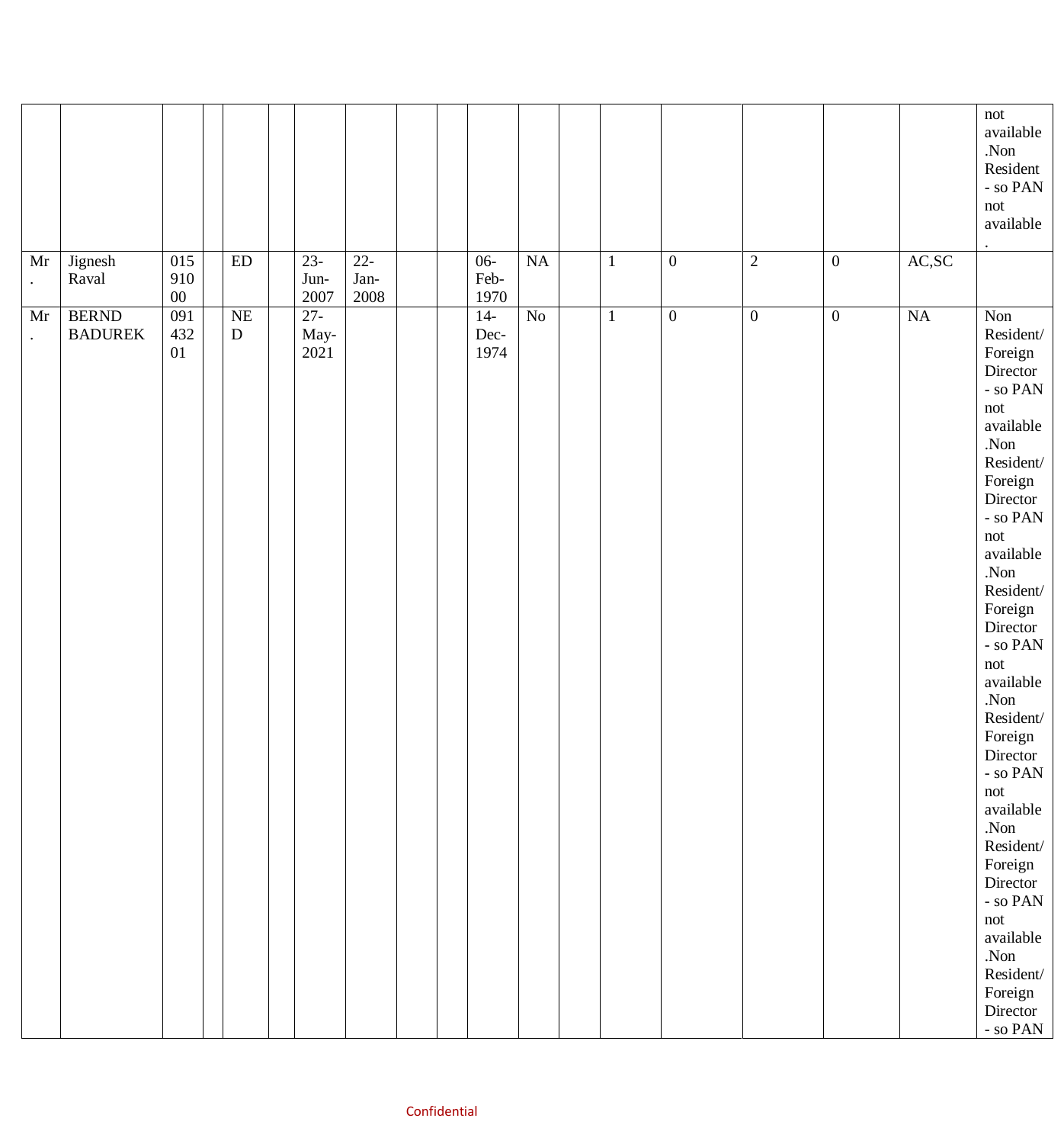| | | | | | | | | | | | | | | | | | | |
|---|---|---|---|---|---|---|---|---|---|---|---|---|---|---|---|---|---|---|
| | | | | | | | | | | | | | | | | | | not available .Non Resident - so PAN not available . |
| Mr. | Jignesh Raval | 01591000 | | ED | | 23-Jun-2007 | 22-Jan-2008 | | | 06-Feb-1970 | NA | | 1 | 0 | 2 | 0 | AC,SC | |
| Mr. | BERND BADUREK | 09143201 | | NED | | 27-May-2021 | | | | 14-Dec-1974 | No | | 1 | 0 | 0 | 0 | NA | Non Resident/ Foreign Director - so PAN not available .Non Resident/ Foreign Director - so PAN not available .Non Resident/ Foreign Director - so PAN not available .Non Resident/ Foreign Director - so PAN not available .Non Resident/ Foreign Director - so PAN not available .Non Resident/ Foreign Director - so PAN |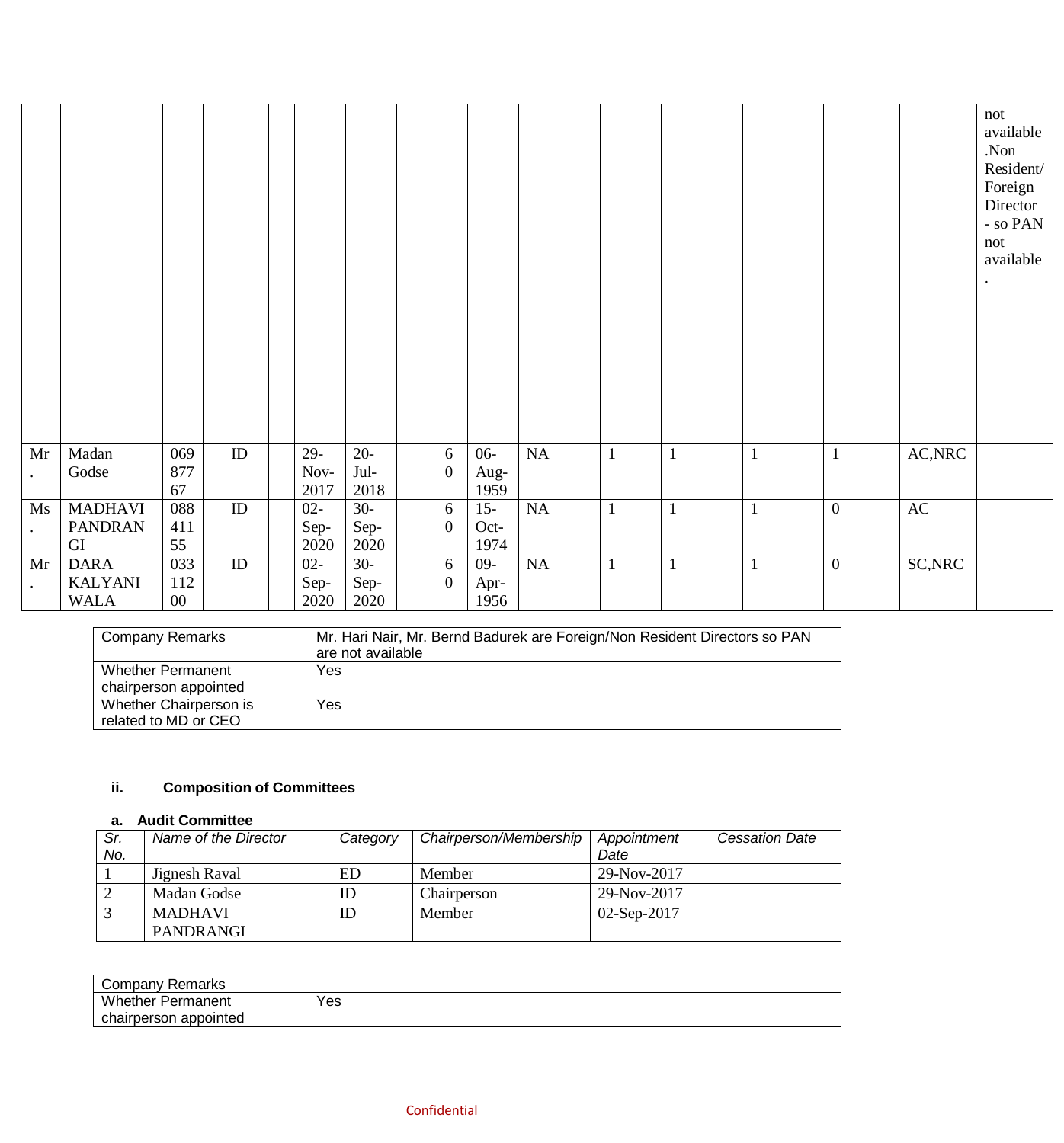| | | | | | | | | | | | | | | | | | | |
|---|---|---|---|---|---|---|---|---|---|---|---|---|---|---|---|---|---|---|
| | | | | | | | | | | | | | | | | | | not available .Non Resident/ Foreign Director - so PAN not available . |
| Mr. | Madan Godse | 06987767 | | ID | | 29-Nov-2017 | 20-Jul-2018 | | 60 | 06-Aug-1959 | NA | | 1 | 1 | 1 | 1 | AC,NRC | |
| Ms. | MADHAVI PANDRANGI | 08841155 | | ID | | 02-Sep-2020 | 30-Sep-2020 | | 60 | 15-Oct-1974 | NA | | 1 | 1 | 1 | 0 | AC | |
| Mr. | DARA KALYANIWALA | 03311200 | | ID | | 02-Sep-2020 | 30-Sep-2020 | | 60 | 09-Apr-1956 | NA | | 1 | 1 | 1 | 0 | SC,NRC | |

| | |
|---|---|
| Company Remarks | Mr. Hari Nair, Mr. Bernd Badurek are Foreign/Non Resident Directors so PAN are not available |
| Whether Permanent chairperson appointed | Yes |
| Whether Chairperson is related to MD or CEO | Yes |

### ii. Composition of Committees

#### a. Audit Committee

| *Sr. No.* | *Name of the Director* | *Category* | *Chairperson/Membership* | *Appointment Date* | *Cessation Date* |
|---|---|---|---|---|---|
| 1 | Jignesh Raval | ED | Member | 29-Nov-2017 | |
| 2 | Madan Godse | ID | Chairperson | 29-Nov-2017 | |
| 3 | MADHAVI PANDRANGI | ID | Member | 02-Sep-2017 | |

| | |
|---|---|
| Company Remarks | |
| Whether Permanent chairperson appointed | Yes |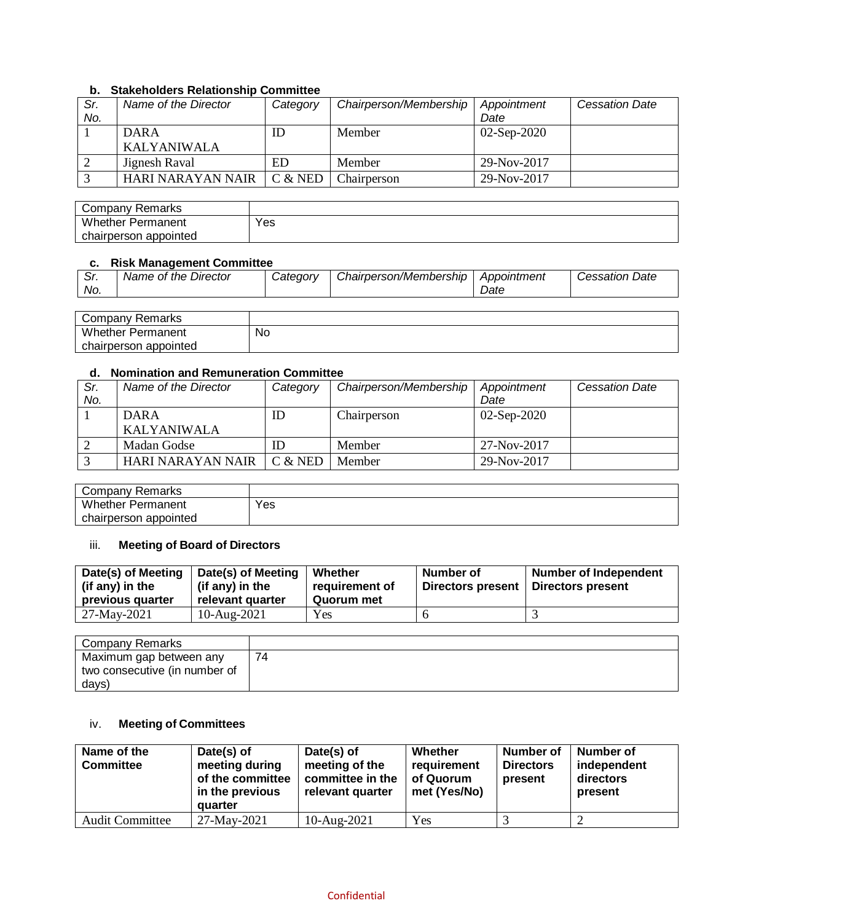#### b. Stakeholders Relationship Committee

| *Sr. No.* | *Name of the Director* | *Category* | *Chairperson/Membership* | *Appointment Date* | *Cessation Date* |
|---|---|---|---|---|---|
| 1 | DARA KALYANIWALA | ID | Member | 02-Sep-2020 | |
| 2 | Jignesh Raval | ED | Member | 29-Nov-2017 | |
| 3 | HARI NARAYAN NAIR | C & NED | Chairperson | 29-Nov-2017 | |

| Company Remarks | |
|---|---|
| Whether Permanent chairperson appointed | Yes |

#### c. Risk Management Committee

| *Sr. No.* | *Name of the Director* | *Category* | *Chairperson/Membership* | *Appointment Date* | *Cessation Date* |
|---|---|---|---|---|---|

| Company Remarks | |
|---|---|
| Whether Permanent chairperson appointed | No |

#### d. Nomination and Remuneration Committee

| *Sr. No.* | *Name of the Director* | *Category* | *Chairperson/Membership* | *Appointment Date* | *Cessation Date* |
|---|---|---|---|---|---|
| 1 | DARA KALYANIWALA | ID | Chairperson | 02-Sep-2020 | |
| 2 | Madan Godse | ID | Member | 27-Nov-2017 | |
| 3 | HARI NARAYAN NAIR | C & NED | Member | 29-Nov-2017 | |

| Company Remarks | |
|---|---|
| Whether Permanent chairperson appointed | Yes |

### iii. Meeting of Board of Directors

| **Date(s) of Meeting (if any) in the previous quarter** | **Date(s) of Meeting (if any) in the relevant quarter** | **Whether requirement of Quorum met** | **Number of Directors present** | **Number of Independent Directors present** |
|---|---|---|---|---|
| 27-May-2021 | 10-Aug-2021 | Yes | 6 | 3 |

| Company Remarks | |
|---|---|
| Maximum gap between any two consecutive (in number of days) | 74 |

### iv. Meeting of Committees

| **Name of the Committee** | **Date(s) of meeting during of the committee in the previous quarter** | **Date(s) of meeting of the committee in the relevant quarter** | **Whether requirement of Quorum met (Yes/No)** | **Number of Directors present** | **Number of independent directors present** |
|---|---|---|---|---|---|
| Audit Committee | 27-May-2021 | 10-Aug-2021 | Yes | 3 | 2 |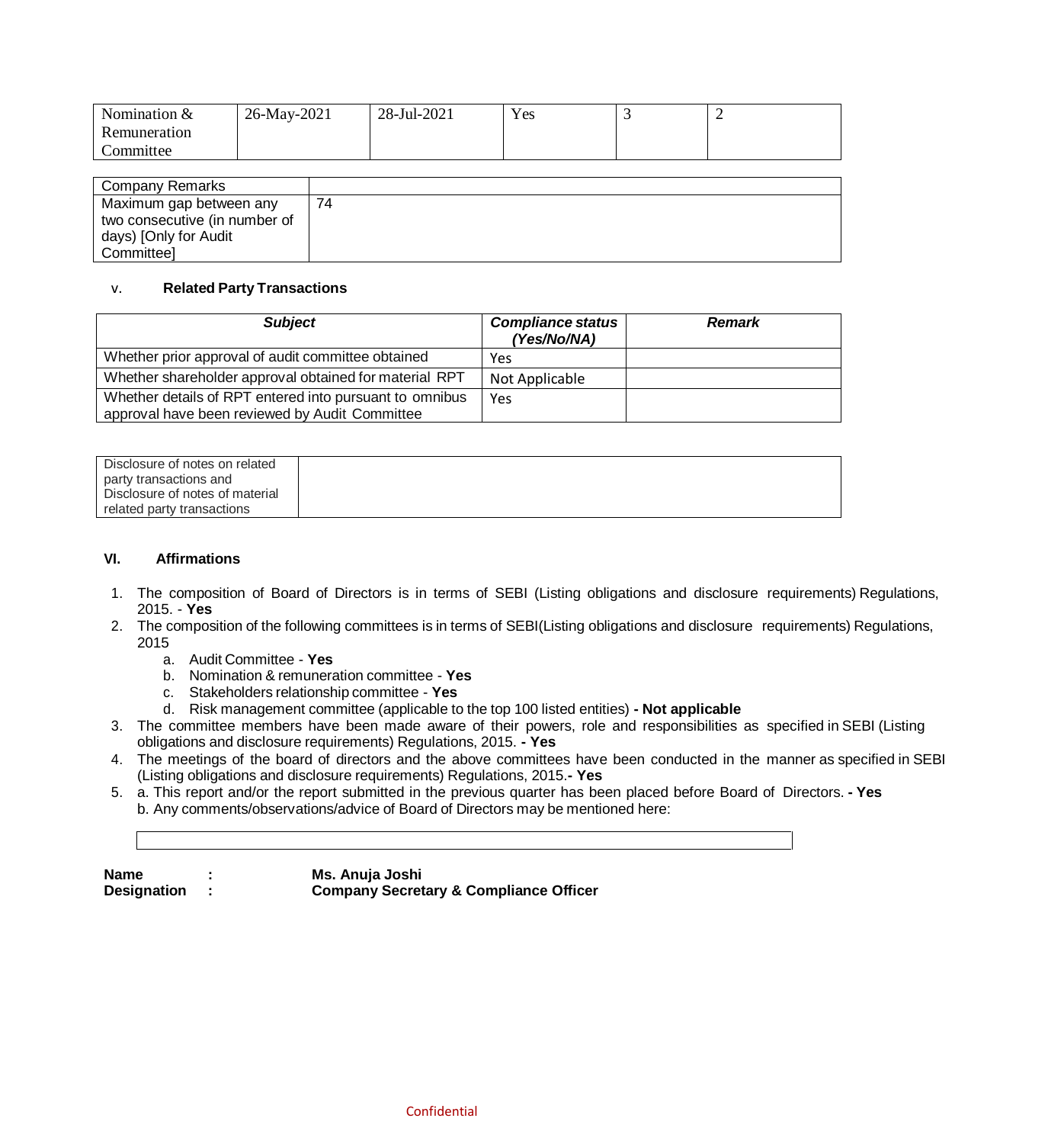| Nomination & Remuneration Committee | 26-May-2021 | 28-Jul-2021 | Yes | 3 | 2 |
|---|---|---|---|---|---|

| Company Remarks | |
|---|---|
| Maximum gap between any two consecutive (in number of days) [Only for Audit Committee] | 74 |

v. **Related Party Transactions**

| ***Subject*** | ***Compliance status (Yes/No/NA)*** | ***Remark*** |
|---|---|---|
| Whether prior approval of audit committee obtained | Yes | |
| Whether shareholder approval obtained for material RPT | Not Applicable | |
| Whether details of RPT entered into pursuant to omnibus approval have been reviewed by Audit Committee | Yes | |

| Disclosure of notes on related party transactions and Disclosure of notes of material related party transactions | |
|---|---|

**VI. Affirmations**

1. The composition of Board of Directors is in terms of SEBI (Listing obligations and disclosure requirements) Regulations, 2015. - **Yes**
2. The composition of the following committees is in terms of SEBI(Listing obligations and disclosure requirements) Regulations, 2015
   a. Audit Committee - **Yes**
   b. Nomination & remuneration committee - **Yes**
   c. Stakeholders relationship committee - **Yes**
   d. Risk management committee (applicable to the top 100 listed entities) **- Not applicable**
3. The committee members have been made aware of their powers, role and responsibilities as specified in SEBI (Listing obligations and disclosure requirements) Regulations, 2015. **- Yes**
4. The meetings of the board of directors and the above committees have been conducted in the manner as specified in SEBI (Listing obligations and disclosure requirements) Regulations, 2015.**- Yes**
5. a. This report and/or the report submitted in the previous quarter has been placed before Board of Directors. **- Yes**
   b. Any comments/observations/advice of Board of Directors may be mentioned here:

**Name** : **Ms. Anuja Joshi**
**Designation** : **Company Secretary & Compliance Officer**

Confidential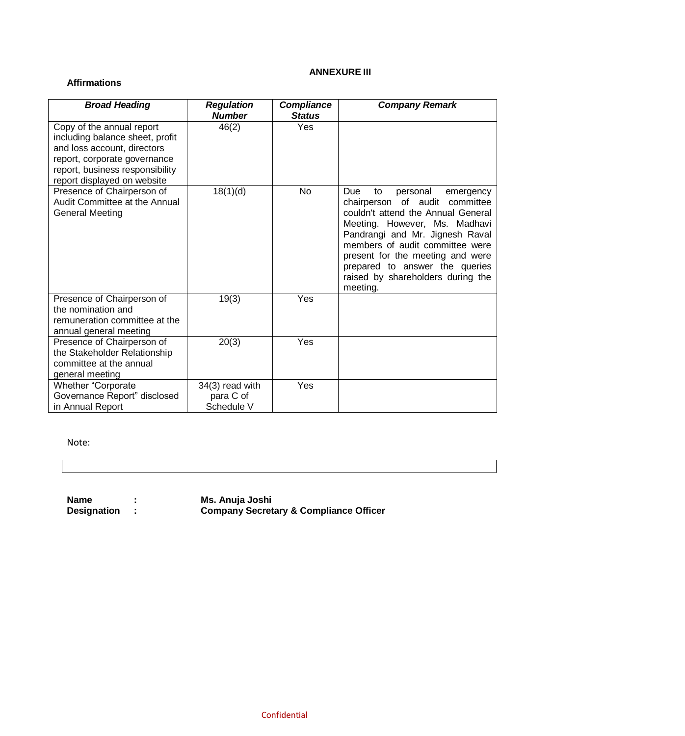**ANNEXURE III**

**Affirmations**

| ***Broad Heading*** | ***Regulation Number*** | ***Compliance Status*** | ***Company Remark*** |
|---|---|---|---|
| Copy of the annual report including balance sheet, profit and loss account, directors report, corporate governance report, business responsibility report displayed on website | 46(2) | Yes | |
| Presence of Chairperson of Audit Committee at the Annual General Meeting | 18(1)(d) | No | Due to personal emergency chairperson of audit committee couldn't attend the Annual General Meeting. However, Ms. Madhavi Pandrangi and Mr. Jignesh Raval members of audit committee were present for the meeting and were prepared to answer the queries raised by shareholders during the meeting. |
| Presence of Chairperson of the nomination and remuneration committee at the annual general meeting | 19(3) | Yes | |
| Presence of Chairperson of the Stakeholder Relationship committee at the annual general meeting | 20(3) | Yes | |
| Whether "Corporate Governance Report" disclosed in Annual Report | 34(3) read with para C of Schedule V | Yes | |

Note:

**Name** : **Ms. Anuja Joshi**
**Designation** : **Company Secretary & Compliance Officer**

Confidential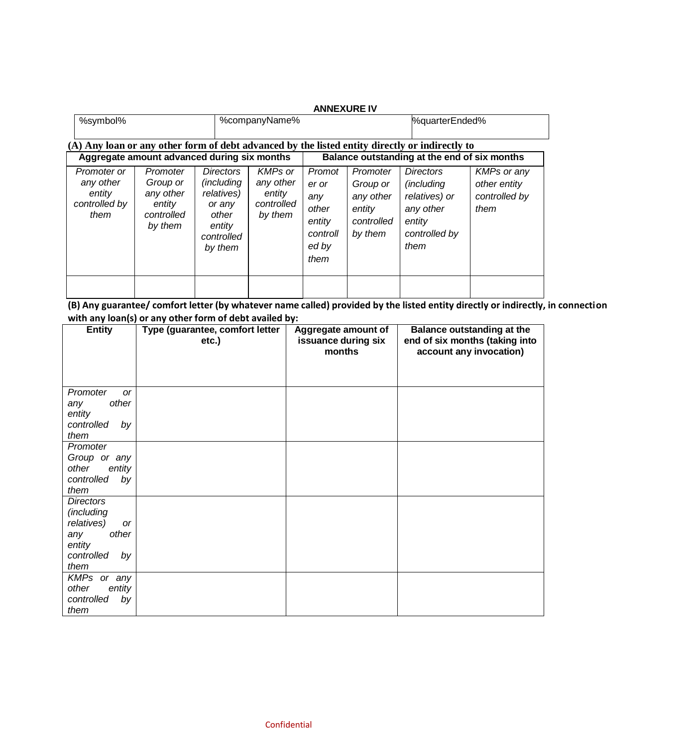**ANNEXURE IV**

| %symbol% | %companyName% | %quarterEnded% |
|---|---|---|

**(A) Any loan or any other form of debt advanced by the listed entity directly or indirectly to**

| **Aggregate amount advanced during six months** | | | | **Balance outstanding at the end of six months** | | | |
|---|---|---|---|---|---|---|---|
| *Promoter or any other entity controlled by them* | *Promoter Group or any other entity controlled by them* | *Directors (including relatives) or any other entity controlled by them* | *KMPs or any other entity controlled by them* | *Promoter or any other entity controlled by them* | *Promoter Group or any other entity controlled by them* | *Directors (including relatives) or any other entity controlled by them* | *KMPs or any other entity controlled by them* |
| | | | | | | | |

**(B) Any guarantee/ comfort letter (by whatever name called) provided by the listed entity directly or indirectly, in connection with any loan(s) or any other form of debt availed by:**

| **Entity** | **Type (guarantee, comfort letter etc.)** | **Aggregate amount of issuance during six months** | **Balance outstanding at the end of six months (taking into account any invocation)** |
|---|---|---|---|
| *Promoter or any other entity controlled by them* | | | |
| *Promoter Group or any other entity controlled by them* | | | |
| *Directors (including relatives) or any other entity controlled by them* | | | |
| *KMPs or any other entity controlled by them* | | | |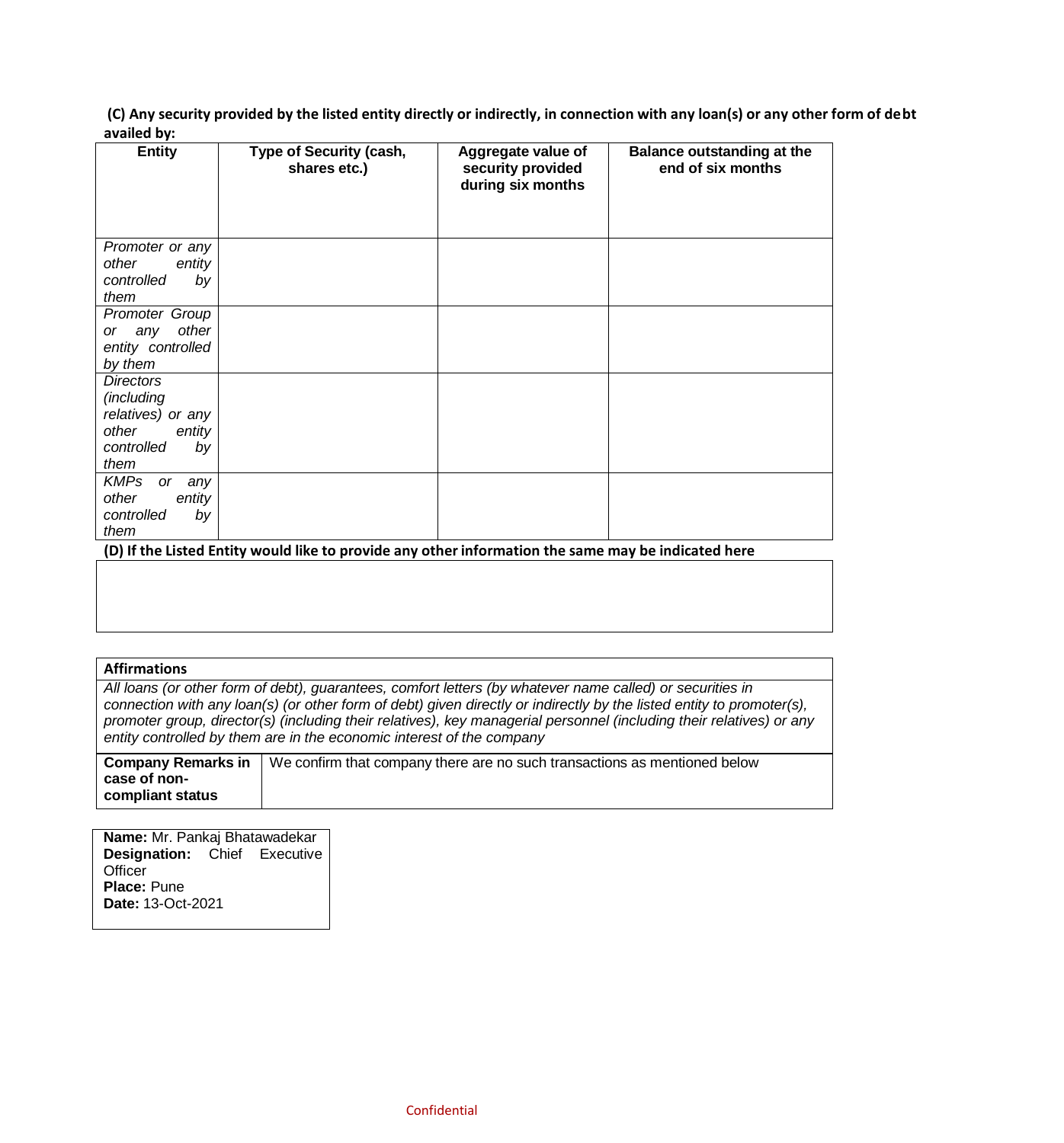**(C) Any security provided by the listed entity directly or indirectly, in connection with any loan(s) or any other form of debt availed by:**

| Entity | Type of Security (cash, shares etc.) | Aggregate value of security provided during six months | Balance outstanding at the end of six months |
|---|---|---|---|
| *Promoter or any other entity controlled by them* | | | |
| *Promoter Group or any other entity controlled by them* | | | |
| *Directors (including relatives) or any other entity controlled by them* | | | |
| *KMPs or any other entity controlled by them* | | | |

**(D) If the Listed Entity would like to provide any other information the same may be indicated here**

| |
|---|
| |

| **Affirmations** | |
|---|---|
| *All loans (or other form of debt), guarantees, comfort letters (by whatever name called) or securities in connection with any loan(s) (or other form of debt) given directly or indirectly by the listed entity to promoter(s), promoter group, director(s) (including their relatives), key managerial personnel (including their relatives) or any entity controlled by them are in the economic interest of the company* | |
| **Company Remarks in case of non-compliant status** | We confirm that company there are no such transactions as mentioned below |

**Name:** Mr. Pankaj Bhatawadekar
**Designation:** Chief Executive Officer
**Place:** Pune
**Date:** 13-Oct-2021

Confidential